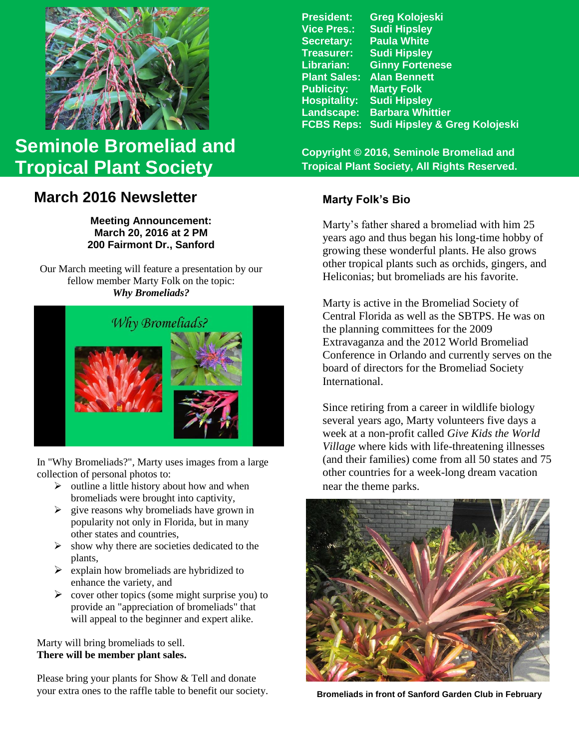# Seminole Bromeliad and Tropical Plant Society

| | |
|---|---|
| **President:** | **Greg Kolojeski** |
| **Vice Pres.:** | **Sudi Hipsley** |
| **Secretary:** | **Paula White** |
| **Treasurer:** | **Sudi Hipsley** |
| **Librarian:** | **Ginny Fortenese** |
| **Plant Sales:** | **Alan Bennett** |
| **Publicity:** | **Marty Folk** |
| **Hospitality:** | **Sudi Hipsley** |
| **Landscape:** | **Barbara Whittier** |
| **FCBS Reps:** | **Sudi Hipsley & Greg Kolojeski** |

**Copyright © 2016, Seminole Bromeliad and Tropical Plant Society, All Rights Reserved.**

## March 2016 Newsletter

**Meeting Announcement:**
**March 20, 2016 at 2 PM**
**200 Fairmont Dr., Sanford**

Our March meeting will feature a presentation by our fellow member Marty Folk on the topic:
***Why Bromeliads?***

In "Why Bromeliads?", Marty uses images from a large collection of personal photos to:

- outline a little history about how and when bromeliads were brought into captivity,
- give reasons why bromeliads have grown in popularity not only in Florida, but in many other states and countries,
- show why there are societies dedicated to the plants,
- explain how bromeliads are hybridized to enhance the variety, and
- cover other topics (some might surprise you) to provide an "appreciation of bromeliads" that will appeal to the beginner and expert alike.

Marty will bring bromeliads to sell.
**There will be member plant sales.**

Please bring your plants for Show & Tell and donate your extra ones to the raffle table to benefit our society.

### Marty Folk's Bio

Marty's father shared a bromeliad with him 25 years ago and thus began his long-time hobby of growing these wonderful plants. He also grows other tropical plants such as orchids, gingers, and Heliconias; but bromeliads are his favorite.

Marty is active in the Bromeliad Society of Central Florida as well as the SBTPS. He was on the planning committees for the 2009 Extravaganza and the 2012 World Bromeliad Conference in Orlando and currently serves on the board of directors for the Bromeliad Society International.

Since retiring from a career in wildlife biology several years ago, Marty volunteers five days a week at a non-profit called *Give Kids the World Village* where kids with life-threatening illnesses (and their families) come from all 50 states and 75 other countries for a week-long dream vacation near the theme parks.

**Bromeliads in front of Sanford Garden Club in February**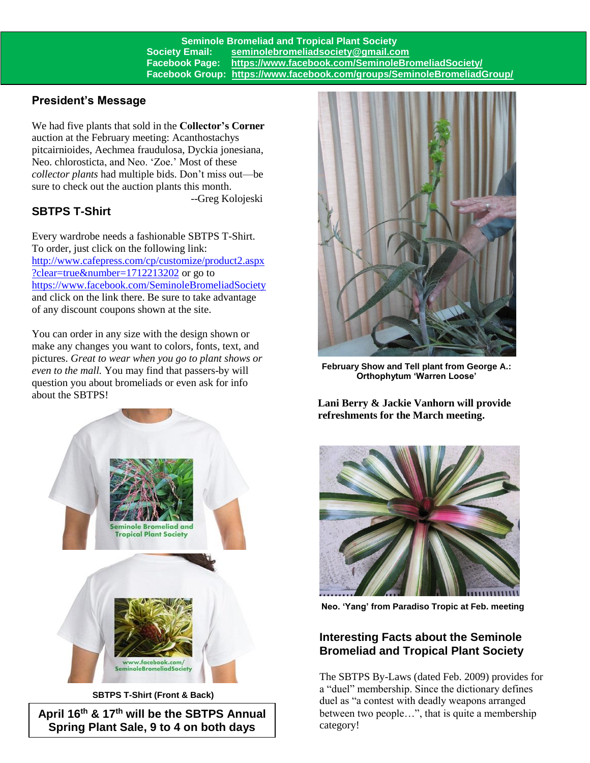**Seminole Bromeliad and Tropical Plant Society**
**Society Email:** seminolebromeliadsociety@gmail.com
**Facebook Page:** https://www.facebook.com/SeminoleBromeliadSociety/
**Facebook Group:** https://www.facebook.com/groups/SeminoleBromeliadGroup/

## President's Message

We had five plants that sold in the **Collector's Corner** auction at the February meeting: Acanthostachys pitcairnioides, Aechmea fraudulosa, Dyckia jonesiana, Neo. chlorosticta, and Neo. 'Zoe.' Most of these *collector plants* had multiple bids. Don't miss out—be sure to check out the auction plants this month.

--Greg Kolojeski

## SBTPS T-Shirt

Every wardrobe needs a fashionable SBTPS T-Shirt. To order, just click on the following link: http://www.cafepress.com/cp/customize/product2.aspx?clear=true&number=1712213202 or go to https://www.facebook.com/SeminoleBromeliadSociety and click on the link there. Be sure to take advantage of any discount coupons shown at the site.

You can order in any size with the design shown or make any changes you want to colors, fonts, text, and pictures. *Great to wear when you go to plant shows or even to the mall.* You may find that passers-by will question you about bromeliads or even ask for info about the SBTPS!

**SBTPS T-Shirt (Front & Back)**

**April 16th & 17th will be the SBTPS Annual Spring Plant Sale, 9 to 4 on both days**

**February Show and Tell plant from George A.: Orthophytum 'Warren Loose'**

**Lani Berry & Jackie Vanhorn will provide refreshments for the March meeting.**

**Neo. 'Yang' from Paradiso Tropic at Feb. meeting**

## Interesting Facts about the Seminole Bromeliad and Tropical Plant Society

The SBTPS By-Laws (dated Feb. 2009) provides for a "duel" membership. Since the dictionary defines duel as "a contest with deadly weapons arranged between two people…", that is quite a membership category!